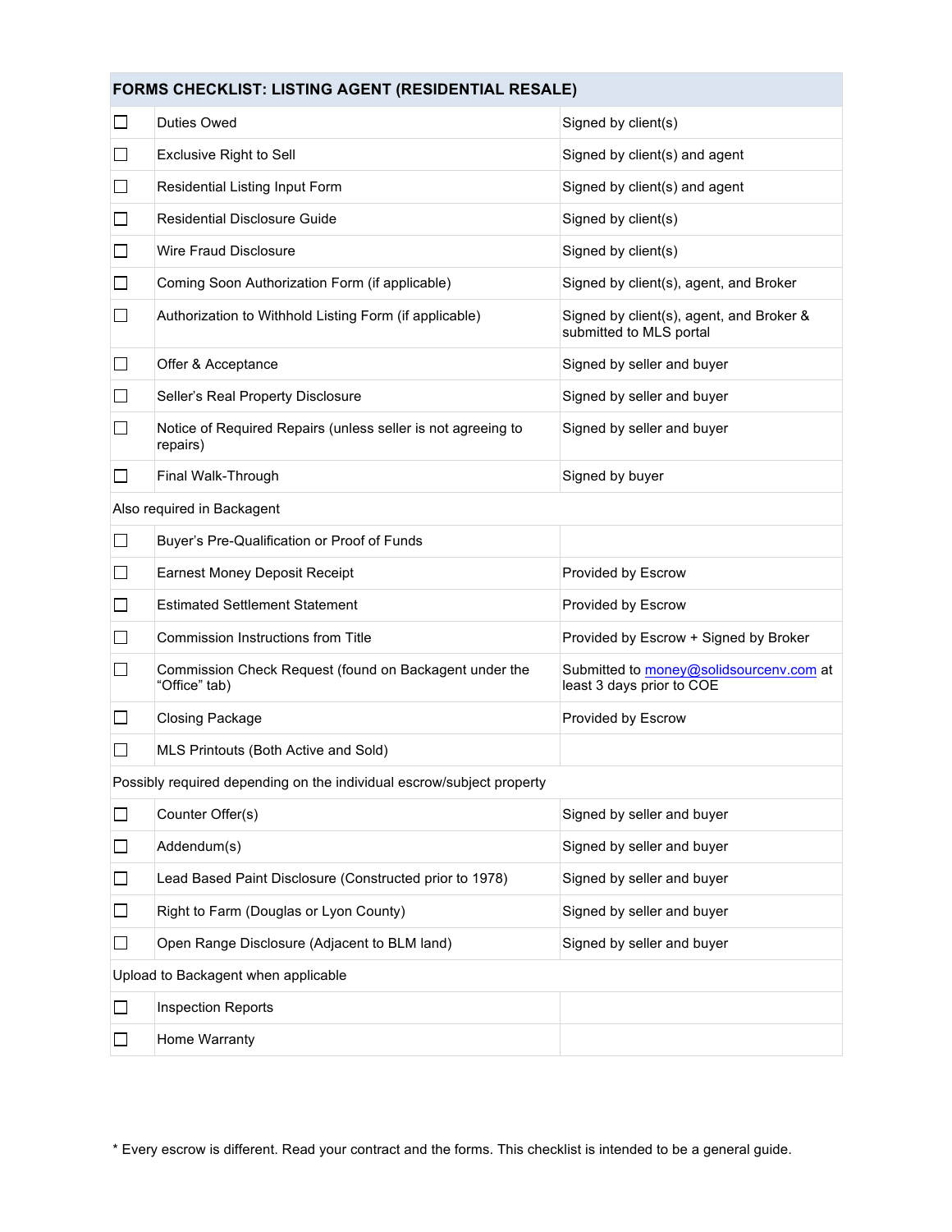| FORMS CHECKLIST: LISTING AGENT (RESIDENTIAL RESALE) | | |
|---|---|---|
| ☐ | Duties Owed | Signed by client(s) |
| ☐ | Exclusive Right to Sell | Signed by client(s) and agent |
| ☐ | Residential Listing Input Form | Signed by client(s) and agent |
| ☐ | Residential Disclosure Guide | Signed by client(s) |
| ☐ | Wire Fraud Disclosure | Signed by client(s) |
| ☐ | Coming Soon Authorization Form (if applicable) | Signed by client(s), agent, and Broker |
| ☐ | Authorization to Withhold Listing Form (if applicable) | Signed by client(s), agent, and Broker & submitted to MLS portal |
| ☐ | Offer & Acceptance | Signed by seller and buyer |
| ☐ | Seller's Real Property Disclosure | Signed by seller and buyer |
| ☐ | Notice of Required Repairs (unless seller is not agreeing to repairs) | Signed by seller and buyer |
| ☐ | Final Walk-Through | Signed by buyer |
| Also required in Backagent | | |
| ☐ | Buyer's Pre-Qualification or Proof of Funds | |
| ☐ | Earnest Money Deposit Receipt | Provided by Escrow |
| ☐ | Estimated Settlement Statement | Provided by Escrow |
| ☐ | Commission Instructions from Title | Provided by Escrow + Signed by Broker |
| ☐ | Commission Check Request (found on Backagent under the "Office" tab) | Submitted to money@solidsourcenv.com at least 3 days prior to COE |
| ☐ | Closing Package | Provided by Escrow |
| ☐ | MLS Printouts (Both Active and Sold) | |
| Possibly required depending on the individual escrow/subject property | | |
| ☐ | Counter Offer(s) | Signed by seller and buyer |
| ☐ | Addendum(s) | Signed by seller and buyer |
| ☐ | Lead Based Paint Disclosure (Constructed prior to 1978) | Signed by seller and buyer |
| ☐ | Right to Farm (Douglas or Lyon County) | Signed by seller and buyer |
| ☐ | Open Range Disclosure (Adjacent to BLM land) | Signed by seller and buyer |
| Upload to Backagent when applicable | | |
| ☐ | Inspection Reports | |
| ☐ | Home Warranty | |

* Every escrow is different. Read your contract and the forms. This checklist is intended to be a general guide.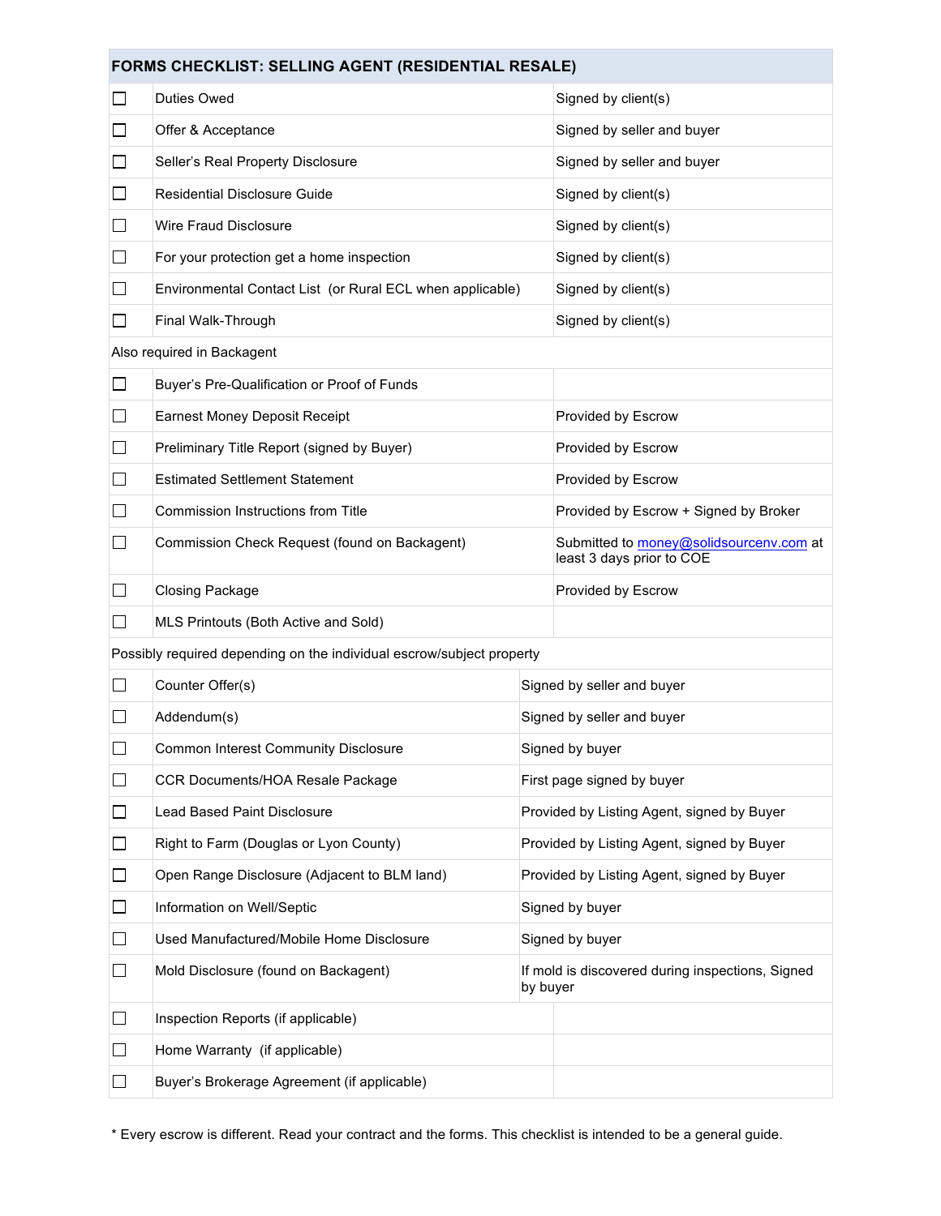| FORMS CHECKLIST: SELLING AGENT (RESIDENTIAL RESALE) | | |
|---|---|---|
| ☐ | Duties Owed | Signed by client(s) |
| ☐ | Offer & Acceptance | Signed by seller and buyer |
| ☐ | Seller's Real Property Disclosure | Signed by seller and buyer |
| ☐ | Residential Disclosure Guide | Signed by client(s) |
| ☐ | Wire Fraud Disclosure | Signed by client(s) |
| ☐ | For your protection get a home inspection | Signed by client(s) |
| ☐ | Environmental Contact List (or Rural ECL when applicable) | Signed by client(s) |
| ☐ | Final Walk-Through | Signed by client(s) |
| Also required in Backagent | | |
| ☐ | Buyer's Pre-Qualification or Proof of Funds | |
| ☐ | Earnest Money Deposit Receipt | Provided by Escrow |
| ☐ | Preliminary Title Report (signed by Buyer) | Provided by Escrow |
| ☐ | Estimated Settlement Statement | Provided by Escrow |
| ☐ | Commission Instructions from Title | Provided by Escrow + Signed by Broker |
| ☐ | Commission Check Request (found on Backagent) | Submitted to money@solidsourcenv.com at least 3 days prior to COE |
| ☐ | Closing Package | Provided by Escrow |
| ☐ | MLS Printouts (Both Active and Sold) | |
| Possibly required depending on the individual escrow/subject property | | |
| ☐ | Counter Offer(s) | Signed by seller and buyer |
| ☐ | Addendum(s) | Signed by seller and buyer |
| ☐ | Common Interest Community Disclosure | Signed by buyer |
| ☐ | CCR Documents/HOA Resale Package | First page signed by buyer |
| ☐ | Lead Based Paint Disclosure | Provided by Listing Agent, signed by Buyer |
| ☐ | Right to Farm (Douglas or Lyon County) | Provided by Listing Agent, signed by Buyer |
| ☐ | Open Range Disclosure (Adjacent to BLM land) | Provided by Listing Agent, signed by Buyer |
| ☐ | Information on Well/Septic | Signed by buyer |
| ☐ | Used Manufactured/Mobile Home Disclosure | Signed by buyer |
| ☐ | Mold Disclosure (found on Backagent) | If mold is discovered during inspections, Signed by buyer |
| ☐ | Inspection Reports (if applicable) | |
| ☐ | Home Warranty (if applicable) | |
| ☐ | Buyer's Brokerage Agreement (if applicable) | |

* Every escrow is different. Read your contract and the forms. This checklist is intended to be a general guide.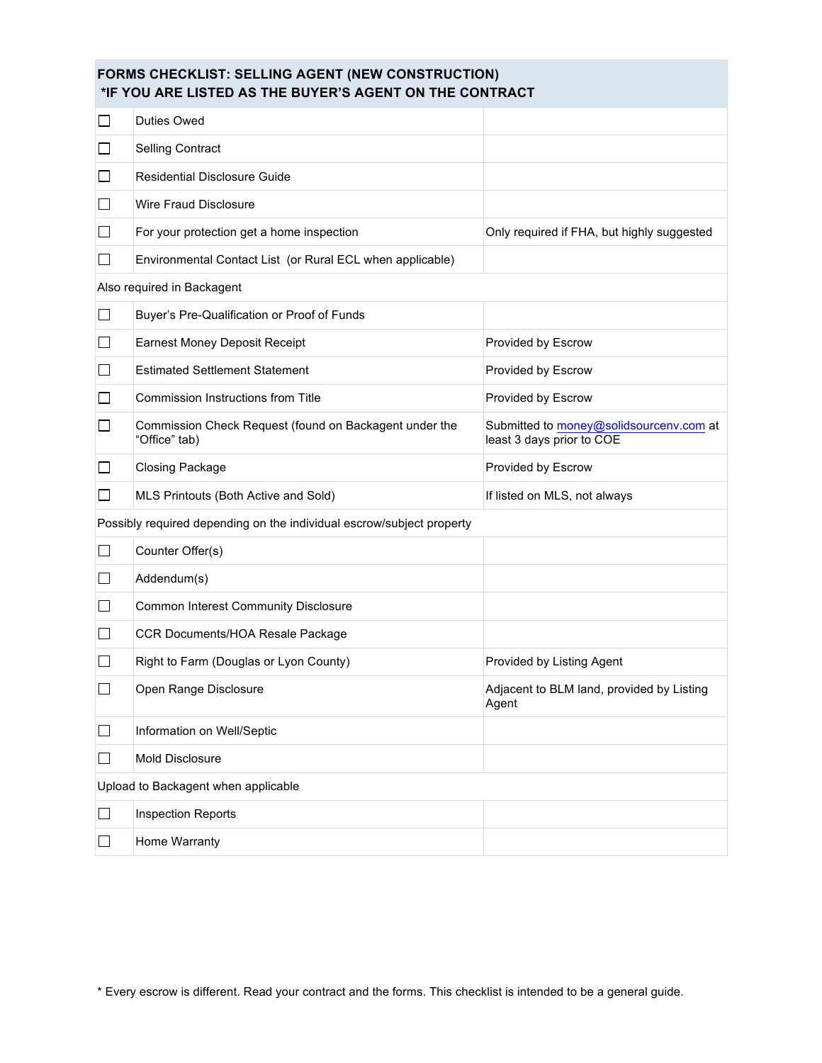| FORMS CHECKLIST: SELLING AGENT (NEW CONSTRUCTION) *IF YOU ARE LISTED AS THE BUYER'S AGENT ON THE CONTRACT | | |
|---|---|---|
| ☐ | Duties Owed | |
| ☐ | Selling Contract | |
| ☐ | Residential Disclosure Guide | |
| ☐ | Wire Fraud Disclosure | |
| ☐ | For your protection get a home inspection | Only required if FHA, but highly suggested |
| ☐ | Environmental Contact List (or Rural ECL when applicable) | |
| Also required in Backagent | | |
| ☐ | Buyer's Pre-Qualification or Proof of Funds | |
| ☐ | Earnest Money Deposit Receipt | Provided by Escrow |
| ☐ | Estimated Settlement Statement | Provided by Escrow |
| ☐ | Commission Instructions from Title | Provided by Escrow |
| ☐ | Commission Check Request (found on Backagent under the "Office" tab) | Submitted to money@solidsourcenv.com at least 3 days prior to COE |
| ☐ | Closing Package | Provided by Escrow |
| ☐ | MLS Printouts (Both Active and Sold) | If listed on MLS, not always |
| Possibly required depending on the individual escrow/subject property | | |
| ☐ | Counter Offer(s) | |
| ☐ | Addendum(s) | |
| ☐ | Common Interest Community Disclosure | |
| ☐ | CCR Documents/HOA Resale Package | |
| ☐ | Right to Farm (Douglas or Lyon County) | Provided by Listing Agent |
| ☐ | Open Range Disclosure | Adjacent to BLM land, provided by Listing Agent |
| ☐ | Information on Well/Septic | |
| ☐ | Mold Disclosure | |
| Upload to Backagent when applicable | | |
| ☐ | Inspection Reports | |
| ☐ | Home Warranty | |

* Every escrow is different. Read your contract and the forms. This checklist is intended to be a general guide.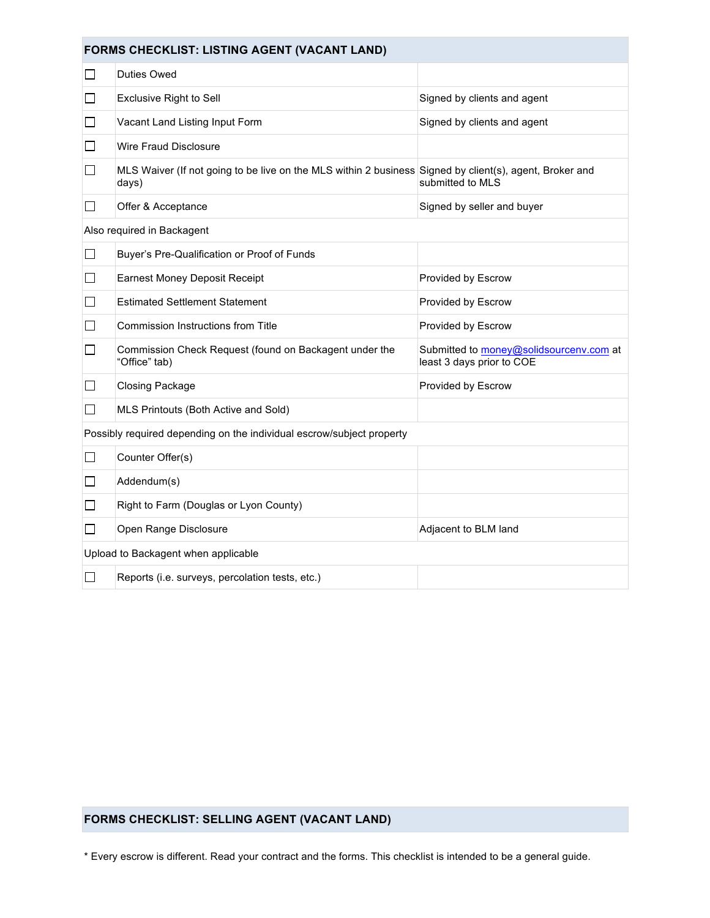| FORMS CHECKLIST: LISTING AGENT (VACANT LAND) | | |
|---|---|---|
| ☐ | Duties Owed | |
| ☐ | Exclusive Right to Sell | Signed by clients and agent |
| ☐ | Vacant Land Listing Input Form | Signed by clients and agent |
| ☐ | Wire Fraud Disclosure | |
| ☐ | MLS Waiver (If not going to be live on the MLS within 2 business days) | Signed by client(s), agent, Broker and submitted to MLS |
| ☐ | Offer & Acceptance | Signed by seller and buyer |
| Also required in Backagent | | |
| ☐ | Buyer's Pre-Qualification or Proof of Funds | |
| ☐ | Earnest Money Deposit Receipt | Provided by Escrow |
| ☐ | Estimated Settlement Statement | Provided by Escrow |
| ☐ | Commission Instructions from Title | Provided by Escrow |
| ☐ | Commission Check Request (found on Backagent under the "Office" tab) | Submitted to money@solidsourcenv.com at least 3 days prior to COE |
| ☐ | Closing Package | Provided by Escrow |
| ☐ | MLS Printouts (Both Active and Sold) | |
| Possibly required depending on the individual escrow/subject property | | |
| ☐ | Counter Offer(s) | |
| ☐ | Addendum(s) | |
| ☐ | Right to Farm (Douglas or Lyon County) | |
| ☐ | Open Range Disclosure | Adjacent to BLM land |
| Upload to Backagent when applicable | | |
| ☐ | Reports (i.e. surveys, percolation tests, etc.) | |

| FORMS CHECKLIST: SELLING AGENT (VACANT LAND) |
|---|

* Every escrow is different. Read your contract and the forms. This checklist is intended to be a general guide.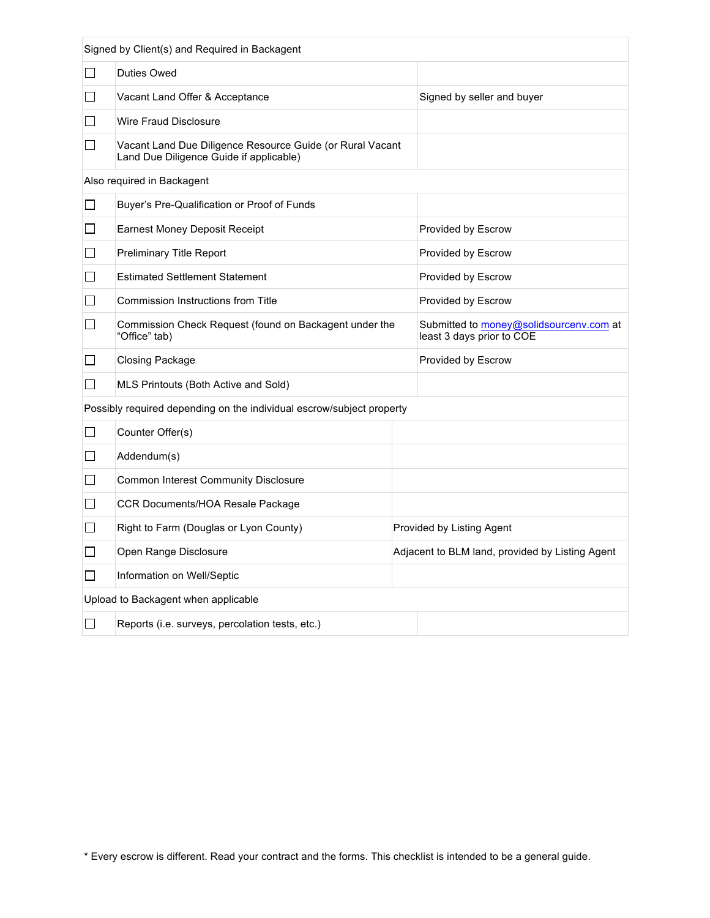| | | |
|---|---|---|
| Signed by Client(s) and Required in Backagent | | |
| ☐ | Duties Owed | |
| ☐ | Vacant Land Offer & Acceptance | Signed by seller and buyer |
| ☐ | Wire Fraud Disclosure | |
| ☐ | Vacant Land Due Diligence Resource Guide (or Rural Vacant Land Due Diligence Guide if applicable) | |
| Also required in Backagent | | |
| ☐ | Buyer's Pre-Qualification or Proof of Funds | |
| ☐ | Earnest Money Deposit Receipt | Provided by Escrow |
| ☐ | Preliminary Title Report | Provided by Escrow |
| ☐ | Estimated Settlement Statement | Provided by Escrow |
| ☐ | Commission Instructions from Title | Provided by Escrow |
| ☐ | Commission Check Request (found on Backagent under the "Office" tab) | Submitted to money@solidsourcenv.com at least 3 days prior to COE |
| ☐ | Closing Package | Provided by Escrow |
| ☐ | MLS Printouts (Both Active and Sold) | |
| Possibly required depending on the individual escrow/subject property | | |
| ☐ | Counter Offer(s) | |
| ☐ | Addendum(s) | |
| ☐ | Common Interest Community Disclosure | |
| ☐ | CCR Documents/HOA Resale Package | |
| ☐ | Right to Farm (Douglas or Lyon County) | Provided by Listing Agent |
| ☐ | Open Range Disclosure | Adjacent to BLM land, provided by Listing Agent |
| ☐ | Information on Well/Septic | |
| Upload to Backagent when applicable | | |
| ☐ | Reports (i.e. surveys, percolation tests, etc.) | |

* Every escrow is different. Read your contract and the forms. This checklist is intended to be a general guide.